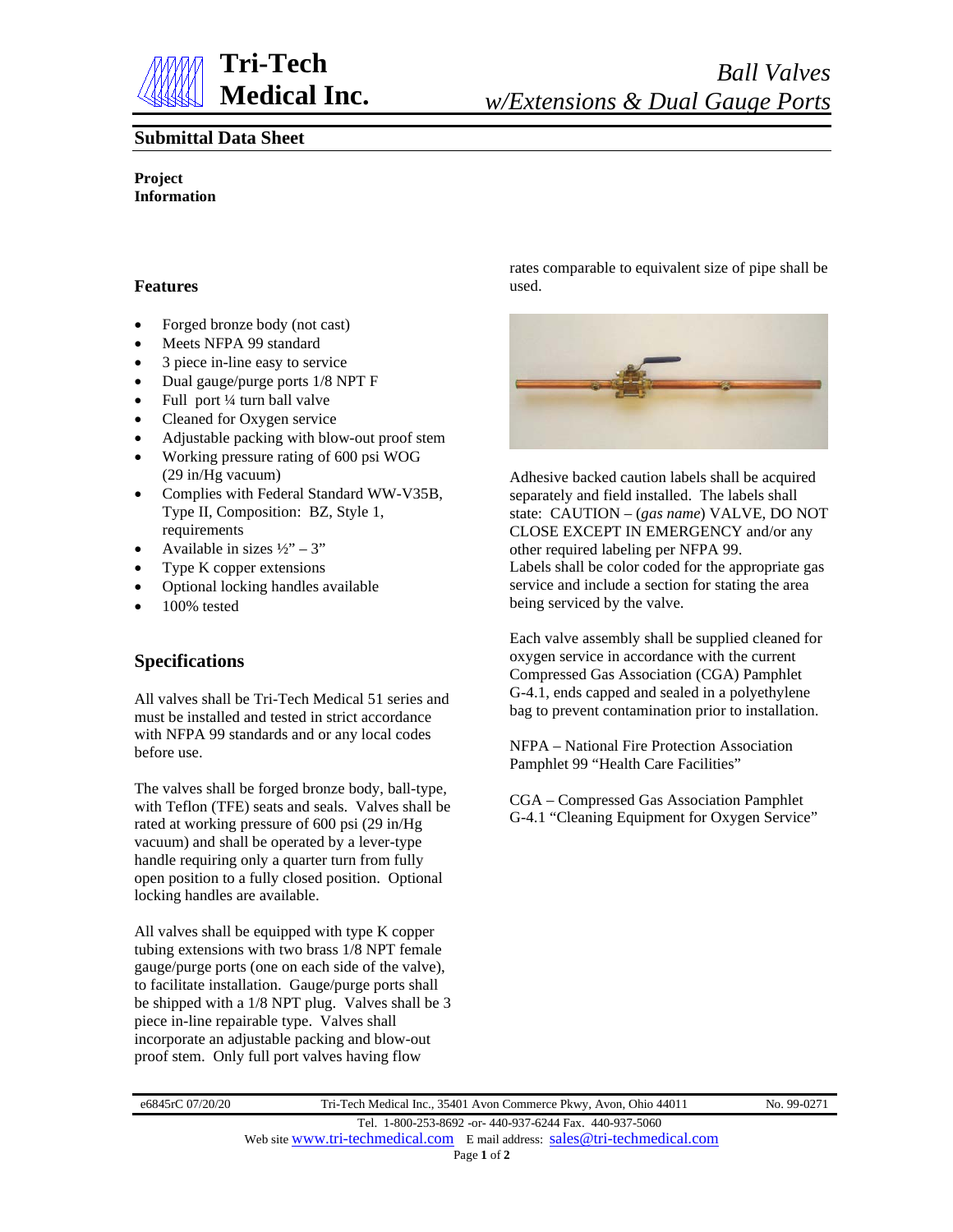# Tri-Tech Medical Inc.

*Ball Valves w/Extensions & Dual Gauge Ports*

## Submittal Data Sheet

**Project Information**

### Features

- Forged bronze body (not cast)
- Meets NFPA 99 standard
- 3 piece in-line easy to service
- Dual gauge/purge ports 1/8 NPT F
- Full port ¼ turn ball valve
- Cleaned for Oxygen service
- Adjustable packing with blow-out proof stem
- Working pressure rating of 600 psi WOG (29 in/Hg vacuum)
- Complies with Federal Standard WW-V35B, Type II, Composition: BZ, Style 1, requirements
- Available in sizes ½" – 3"
- Type K copper extensions
- Optional locking handles available
- 100% tested

### Specifications

All valves shall be Tri-Tech Medical 51 series and must be installed and tested in strict accordance with NFPA 99 standards and or any local codes before use.

The valves shall be forged bronze body, ball-type, with Teflon (TFE) seats and seals. Valves shall be rated at working pressure of 600 psi (29 in/Hg vacuum) and shall be operated by a lever-type handle requiring only a quarter turn from fully open position to a fully closed position. Optional locking handles are available.

All valves shall be equipped with type K copper tubing extensions with two brass 1/8 NPT female gauge/purge ports (one on each side of the valve), to facilitate installation. Gauge/purge ports shall be shipped with a 1/8 NPT plug. Valves shall be 3 piece in-line repairable type. Valves shall incorporate an adjustable packing and blow-out proof stem. Only full port valves having flow rates comparable to equivalent size of pipe shall be used.

Adhesive backed caution labels shall be acquired separately and field installed. The labels shall state: CAUTION – (*gas name*) VALVE, DO NOT CLOSE EXCEPT IN EMERGENCY and/or any other required labeling per NFPA 99.
Labels shall be color coded for the appropriate gas service and include a section for stating the area being serviced by the valve.

Each valve assembly shall be supplied cleaned for oxygen service in accordance with the current Compressed Gas Association (CGA) Pamphlet G-4.1, ends capped and sealed in a polyethylene bag to prevent contamination prior to installation.

NFPA – National Fire Protection Association Pamphlet 99 "Health Care Facilities"

CGA – Compressed Gas Association Pamphlet G-4.1 "Cleaning Equipment for Oxygen Service"

e6845rC 07/20/20 Tri-Tech Medical Inc., 35401 Avon Commerce Pkwy, Avon, Ohio 44011 No. 99-0271

Tel. 1-800-253-8692 -or- 440-937-6244 Fax. 440-937-5060
Web site www.tri-techmedical.com E mail address: sales@tri-techmedical.com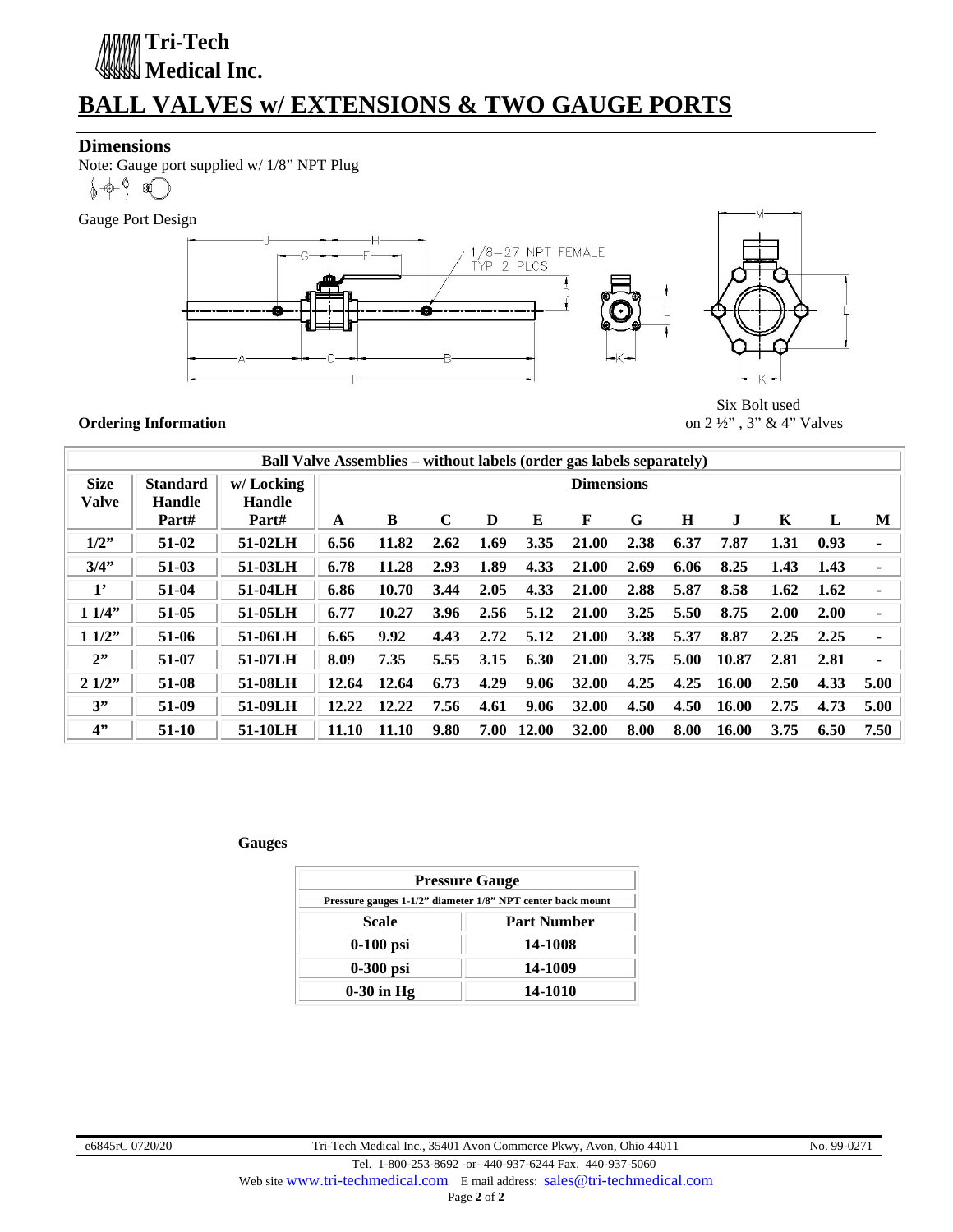**Tri-Tech Medical Inc.**

# BALL VALVES w/ EXTENSIONS & TWO GAUGE PORTS

## Dimensions

Note: Gauge port supplied w/ 1/8" NPT Plug

Gauge Port Design

1/8-27 NPT FEMALE TYP 2 PLCS

Six Bolt used on 2 ½" , 3" & 4" Valves

## Ordering Information

| Ball Valve Assemblies – without labels (order gas labels separately) | | | | | | | | | | | | | | |
|---|---|---|---|---|---|---|---|---|---|---|---|---|---|---|
| **Size Valve** | **Standard Handle Part#** | **w/ Locking Handle Part#** | **Dimensions** | | | | | | | | | | | |
| | | | **A** | **B** | **C** | **D** | **E** | **F** | **G** | **H** | **J** | **K** | **L** | **M** |
| **1/2"** | **51-02** | **51-02LH** | **6.56** | **11.82** | **2.62** | **1.69** | **3.35** | **21.00** | **2.38** | **6.37** | **7.87** | **1.31** | **0.93** | **-** |
| **3/4"** | **51-03** | **51-03LH** | **6.78** | **11.28** | **2.93** | **1.89** | **4.33** | **21.00** | **2.69** | **6.06** | **8.25** | **1.43** | **1.43** | **-** |
| **1'** | **51-04** | **51-04LH** | **6.86** | **10.70** | **3.44** | **2.05** | **4.33** | **21.00** | **2.88** | **5.87** | **8.58** | **1.62** | **1.62** | **-** |
| **1 1/4"** | **51-05** | **51-05LH** | **6.77** | **10.27** | **3.96** | **2.56** | **5.12** | **21.00** | **3.25** | **5.50** | **8.75** | **2.00** | **2.00** | **-** |
| **1 1/2"** | **51-06** | **51-06LH** | **6.65** | **9.92** | **4.43** | **2.72** | **5.12** | **21.00** | **3.38** | **5.37** | **8.87** | **2.25** | **2.25** | **-** |
| **2"** | **51-07** | **51-07LH** | **8.09** | **7.35** | **5.55** | **3.15** | **6.30** | **21.00** | **3.75** | **5.00** | **10.87** | **2.81** | **2.81** | **-** |
| **2 1/2"** | **51-08** | **51-08LH** | **12.64** | **12.64** | **6.73** | **4.29** | **9.06** | **32.00** | **4.25** | **4.25** | **16.00** | **2.50** | **4.33** | **5.00** |
| **3"** | **51-09** | **51-09LH** | **12.22** | **12.22** | **7.56** | **4.61** | **9.06** | **32.00** | **4.50** | **4.50** | **16.00** | **2.75** | **4.73** | **5.00** |
| **4"** | **51-10** | **51-10LH** | **11.10** | **11.10** | **9.80** | **7.00** | **12.00** | **32.00** | **8.00** | **8.00** | **16.00** | **3.75** | **6.50** | **7.50** |

**Gauges**

| Pressure Gauge | |
|---|---|
| Pressure gauges 1-1/2" diameter 1/8" NPT center back mount | |
| **Scale** | **Part Number** |
| **0-100 psi** | **14-1008** |
| **0-300 psi** | **14-1009** |
| **0-30 in Hg** | **14-1010** |

e6845rC 0720/20 Tri-Tech Medical Inc., 35401 Avon Commerce Pkwy, Avon, Ohio 44011 No. 99-0271

Tel. 1-800-253-8692 -or- 440-937-6244 Fax. 440-937-5060

Web site www.tri-techmedical.com E mail address: sales@tri-techmedical.com